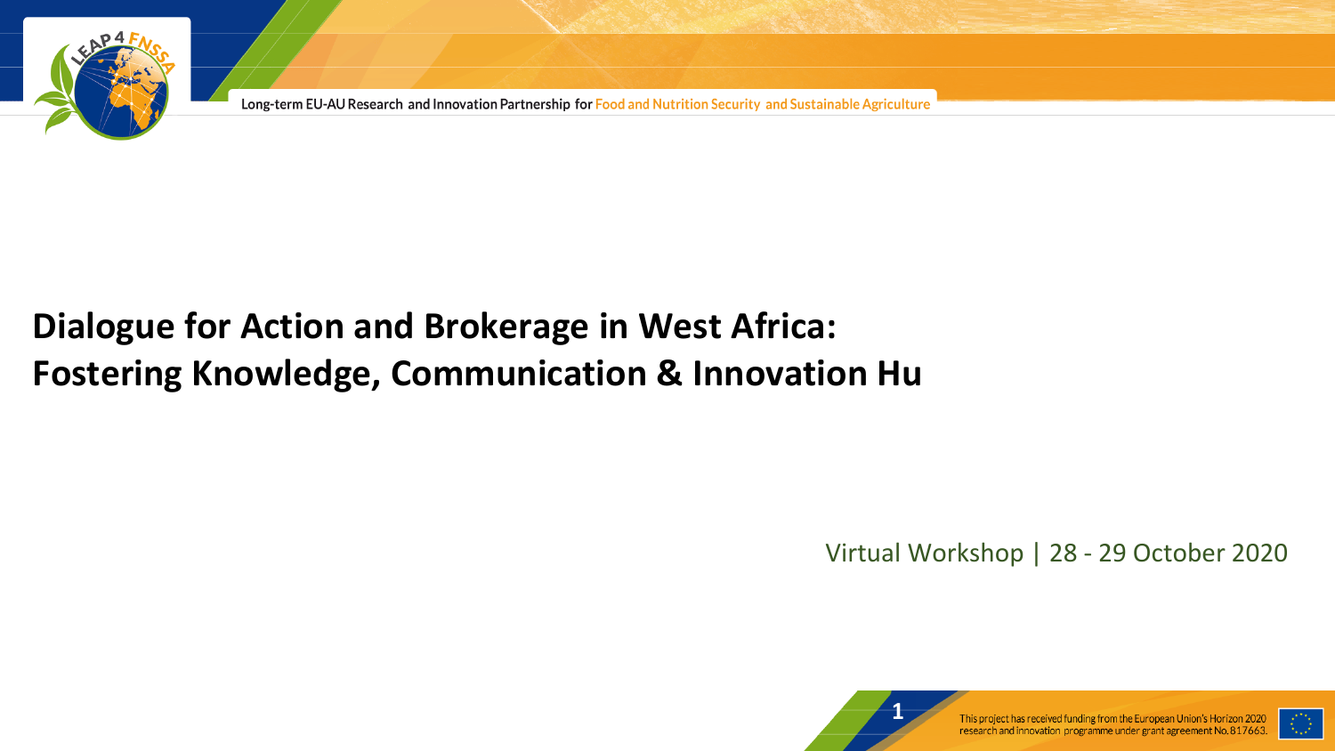Long-term EU-AU Research and Innovation Partnership for Food and Nutrition Security and Sustainable Agriculture

# Dialogue for Action and Brokerage in West Africa: Fostering Knowledge, Communication & Innovation Hu

Virtual Workshop | 28 - 29 October 2020

This project has received funding from the European Union's Horizon 2020 research and innovation programme under grant agreement No. 817663.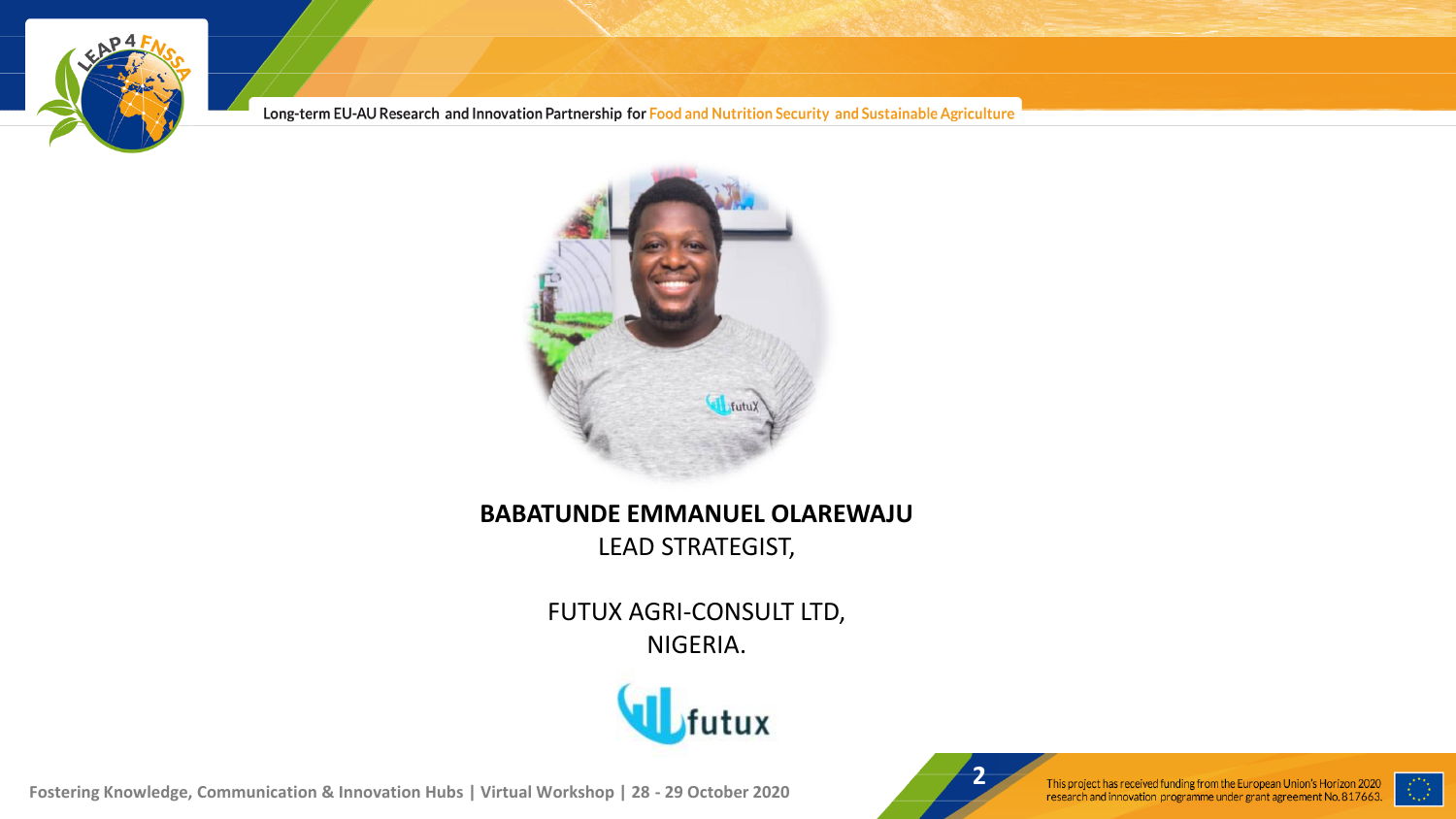**BABATUNDE EMMANUEL OLAREWAJU**

LEAD STRATEGIST,

FUTUX AGRI-CONSULT LTD,
NIGERIA.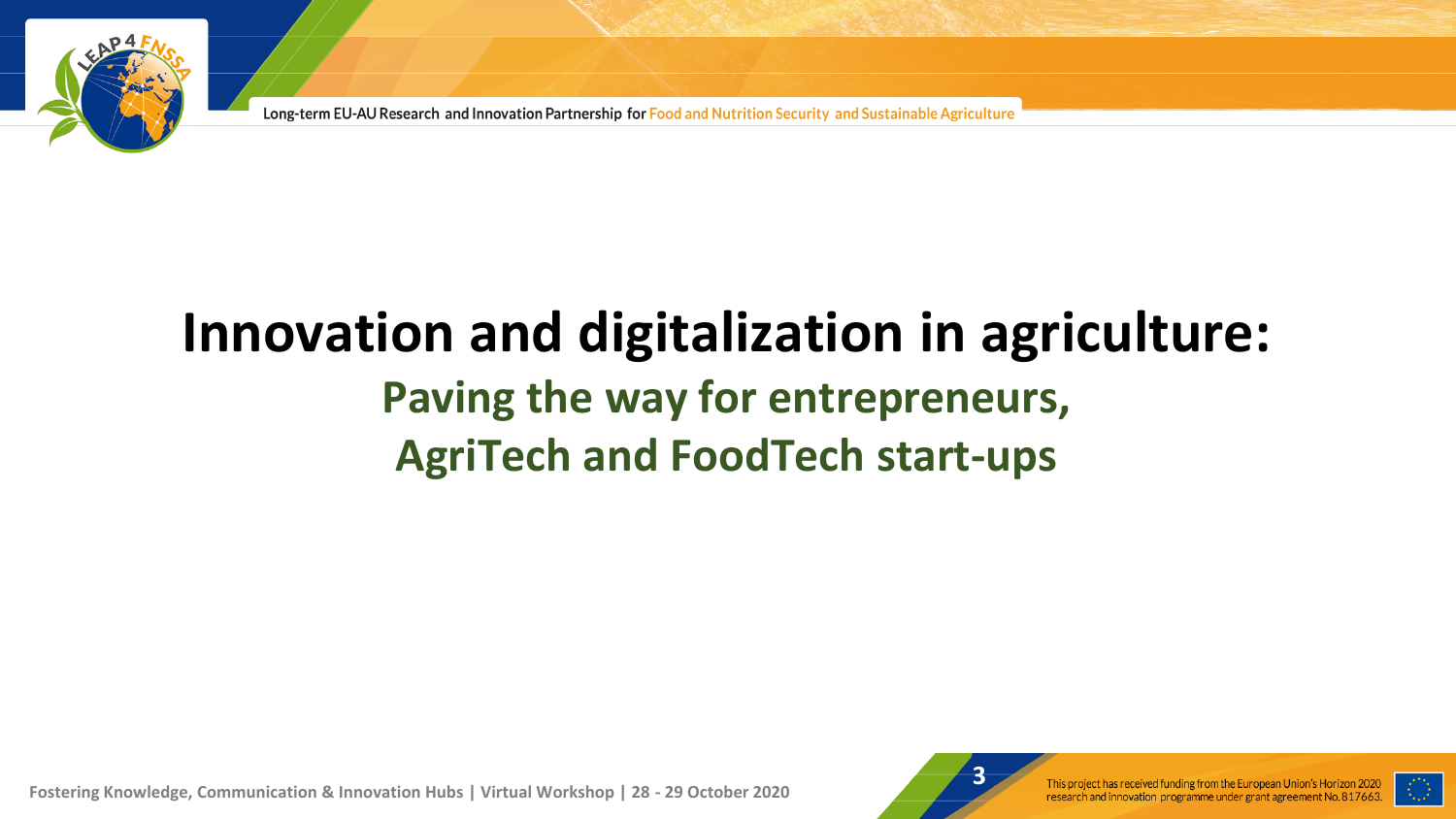# Innovation and digitalization in agriculture:

## Paving the way for entrepreneurs, AgriTech and FoodTech start-ups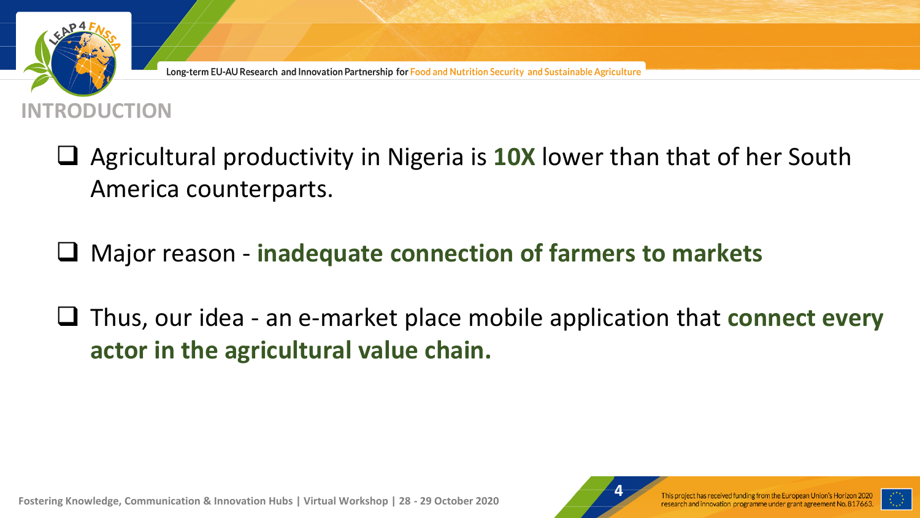## INTRODUCTION

- Agricultural productivity in Nigeria is **10X** lower than that of her South America counterparts.
- Major reason - **inadequate connection of farmers to markets**
- Thus, our idea - an e-market place mobile application that **connect every actor in the agricultural value chain.**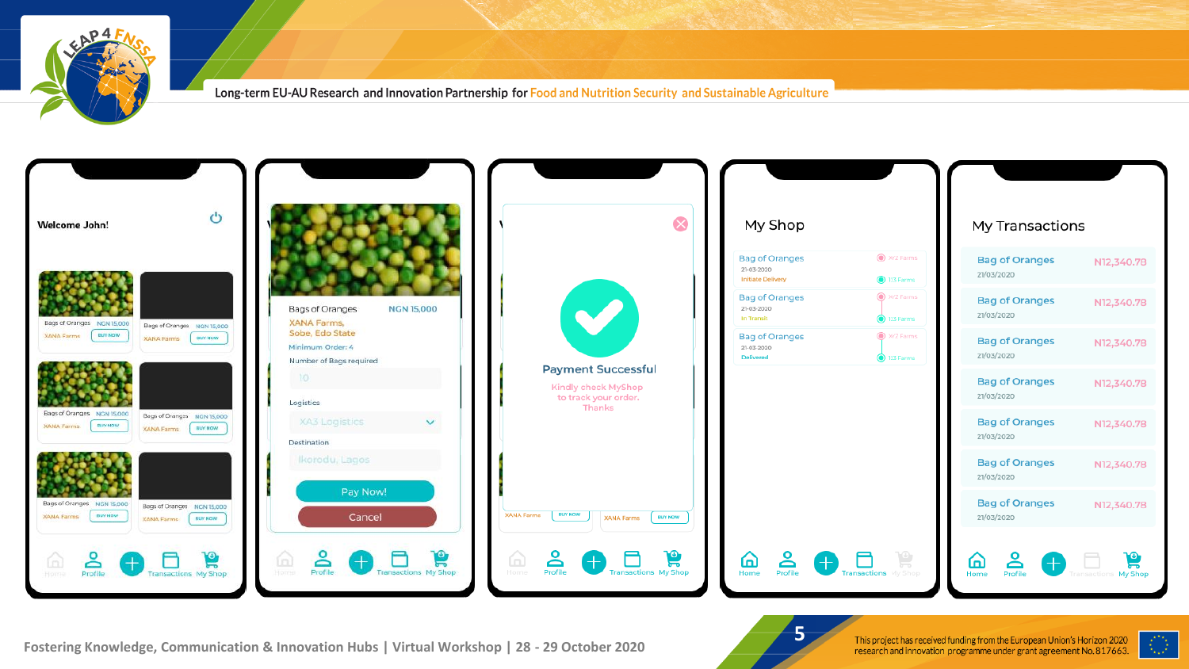**Welcome John!**

| Product | Price | Seller | Action |
|---|---|---|---|
| Bags of Oranges | NGN 15,000 | XANA Farms | BUY NOW |
| Bags of Oranges | NGN 15,000 | XANA Farms | BUY NOW |
| Bags of Oranges | NGN 15,000 | XANA Farms | BUY NOW |
| Bags of Oranges | NGN 15,000 | XANA Farms | BUY NOW |
| Bags of Oranges | NGN 15,000 | XANA Farms | BUY NOW |
| Bags of Oranges | NGN 15,000 | XANA Farms | BUY NOW |

Home | Profile | Transactions | My Shop

---

**Bags of Oranges** — NGN 15,000

XANA Farms, Sobe, Edo State

Minimum Order: 4

Number of Bags required: 10

Logistics: XA3 Logistics

Destination: Ikorodu, Lagos

Pay Now!

Cancel

Home | Profile | Transactions | My Shop

---

**Payment Successful**

Kindly check MyShop to track your order. Thanks

Home | Profile | Transactions | My Shop

---

## My Shop

| Item | Date | Status | From | To |
|---|---|---|---|---|
| Bag of Oranges | 21-03-2020 | Initiate Delivery | XYZ Farms | 123 Farms |
| Bag of Oranges | 21-03-2020 | In Transit | XYZ Farms | 123 Farms |
| Bag of Oranges | 21-03-2020 | Delivered | XYZ Farms | 123 Farms |

Home | Profile | Transactions | My Shop

---

## My Transactions

| Item | Date | Amount |
|---|---|---|
| Bag of Oranges | 21/03/2020 | N12,340.78 |
| Bag of Oranges | 21/03/2020 | N12,340.78 |
| Bag of Oranges | 21/03/2020 | N12,340.78 |
| Bag of Oranges | 21/03/2020 | N12,340.78 |
| Bag of Oranges | 21/03/2020 | N12,340.78 |
| Bag of Oranges | 21/03/2020 | N12,340.78 |
| Bag of Oranges | 21/03/2020 | N12,340.78 |

Home | Profile | Transactions | My Shop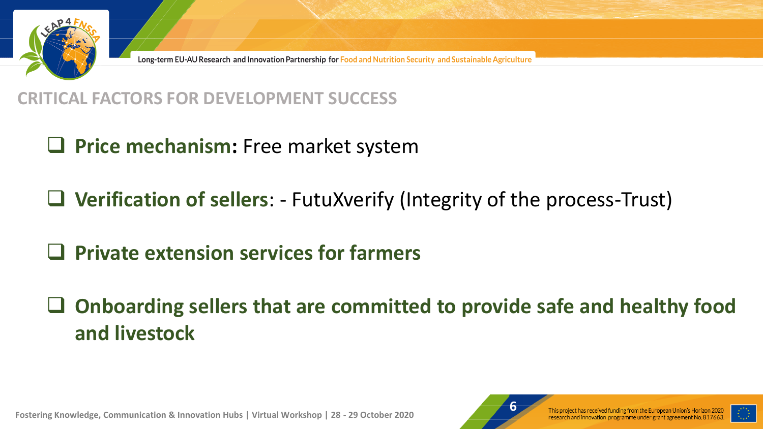## CRITICAL FACTORS FOR DEVELOPMENT SUCCESS

- **Price mechanism:** Free market system
- **Verification of sellers**: - FutuXverify (Integrity of the process-Trust)
- **Private extension services for farmers**
- **Onboarding sellers that are committed to provide safe and healthy food and livestock**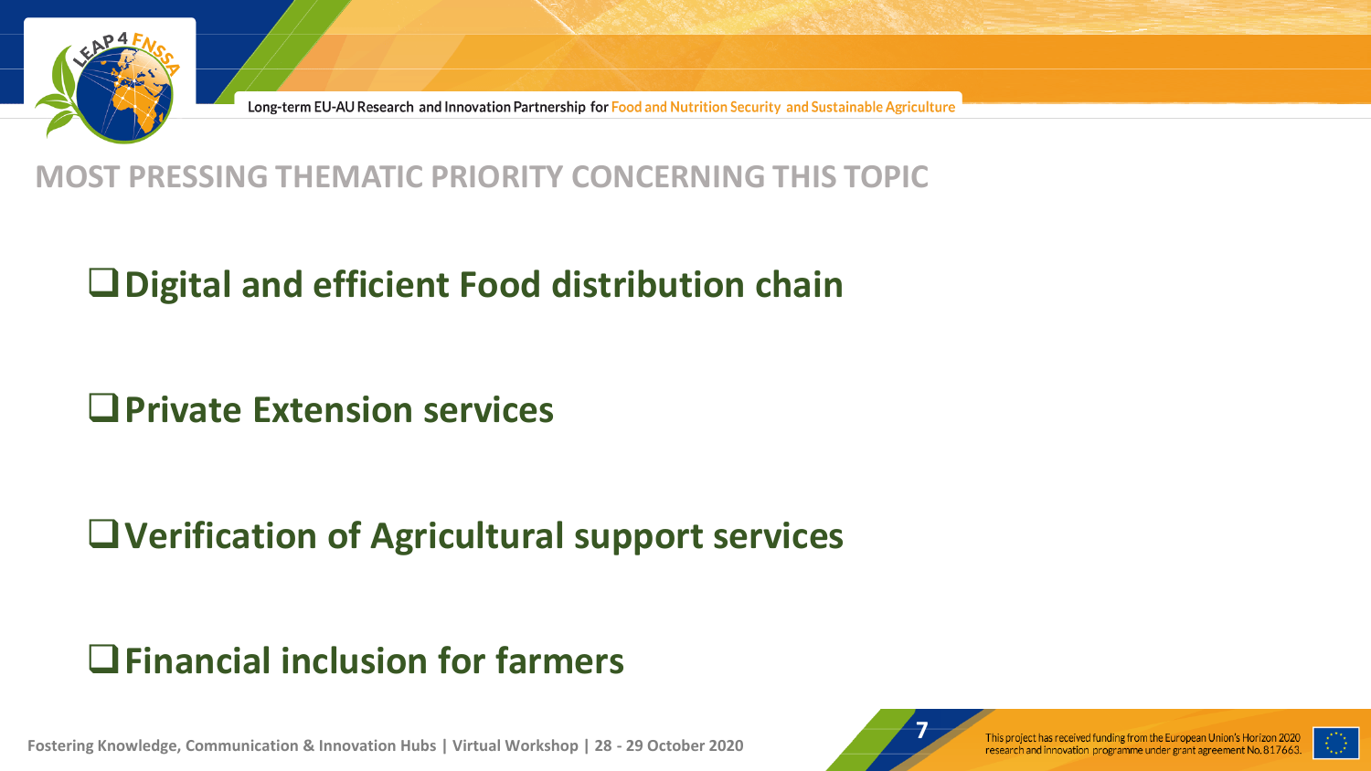## MOST PRESSING THEMATIC PRIORITY CONCERNING THIS TOPIC

- **Digital and efficient Food distribution chain**
- **Private Extension services**
- **Verification of Agricultural support services**
- **Financial inclusion for farmers**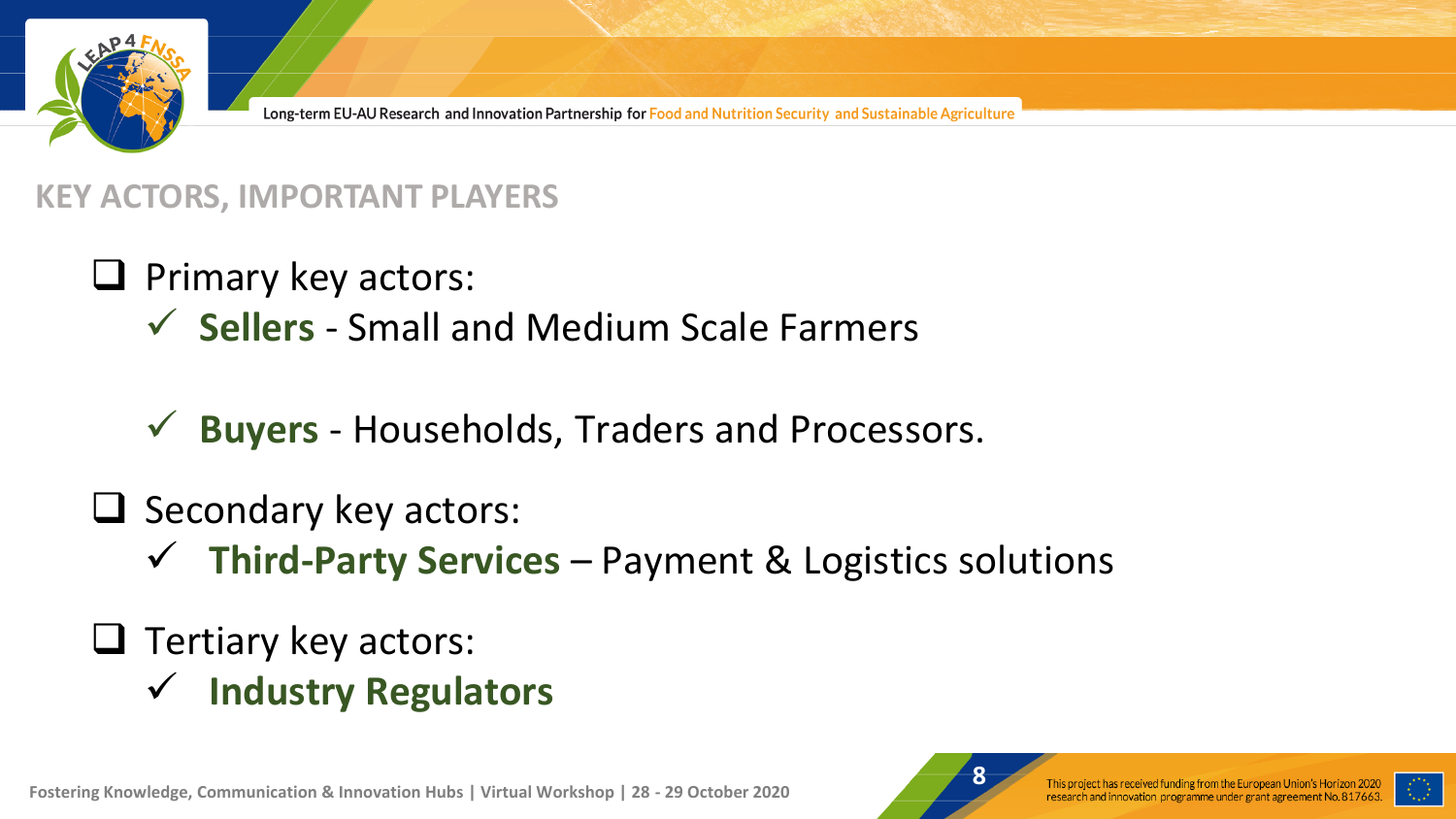## KEY ACTORS, IMPORTANT PLAYERS

- Primary key actors:
  - ✓ **Sellers** - Small and Medium Scale Farmers
  - ✓ **Buyers** - Households, Traders and Processors.
- Secondary key actors:
  - ✓ **Third-Party Services** – Payment & Logistics solutions
- Tertiary key actors:
  - ✓ **Industry Regulators**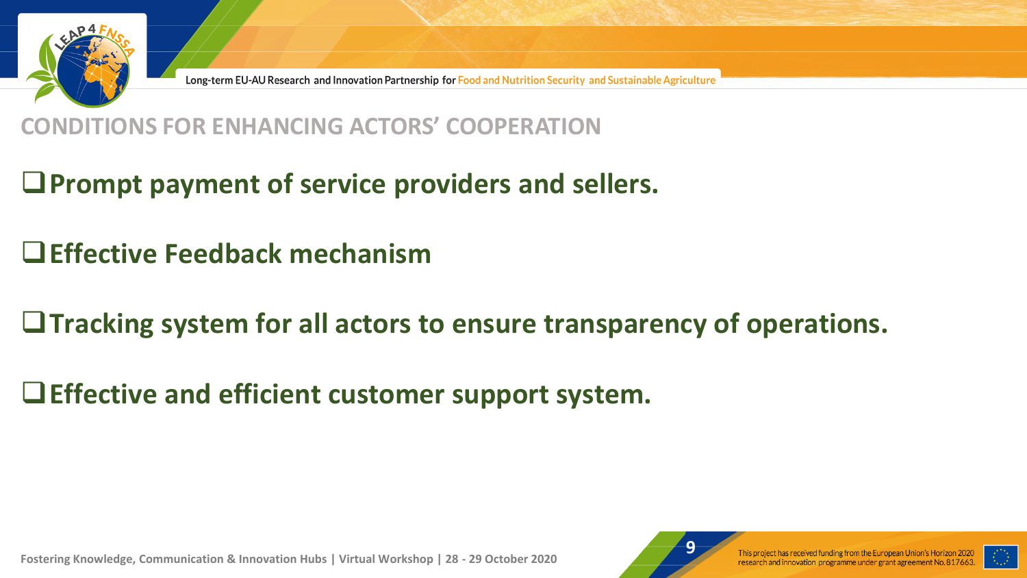## CONDITIONS FOR ENHANCING ACTORS' COOPERATION

- **Prompt payment of service providers and sellers.**
- **Effective Feedback mechanism**
- **Tracking system for all actors to ensure transparency of operations.**
- **Effective and efficient customer support system.**